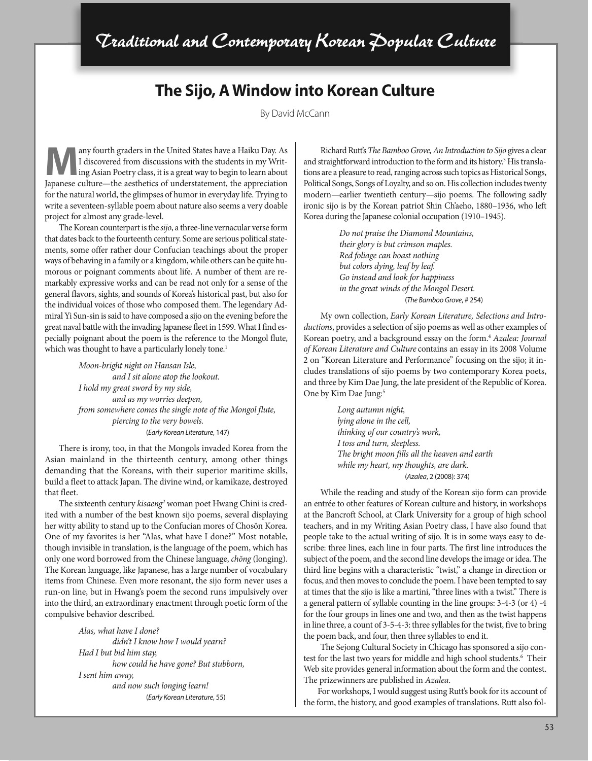Traditional and Contemporary Korean Popular Culture

# The Sijo, A Window into Korean Culture

By David McCann

Many fourth graders in the United States have a Haiku Day. As I discovered from discussions with the students in my Writing Asian Poetry class, it is a great way to begin to learn about Japanese culture—the aesthetics of understatement, the appreciation for the natural world, the glimpses of humor in everyday life. Trying to write a seventeen-syllable poem about nature also seems a very doable project for almost any grade-level.

The Korean counterpart is the *sijo*, a three-line vernacular verse form that dates back to the fourteenth century. Some are serious political statements, some offer rather dour Confucian teachings about the proper ways of behaving in a family or a kingdom, while others can be quite humorous or poignant comments about life. A number of them are remarkably expressive works and can be read not only for a sense of the general flavors, sights, and sounds of Korea's historical past, but also for the individual voices of those who composed them. The legendary Admiral Yi Sun-sin is said to have composed a sijo on the evening before the great naval battle with the invading Japanese fleet in 1599. What I find especially poignant about the poem is the reference to the Mongol flute, which was thought to have a particularly lonely tone.[1]

> *Moon-bright night on Hansan Isle,*
> *and I sit alone atop the lookout.*
> *I hold my great sword by my side,*
> *and as my worries deepen,*
> *from somewhere comes the single note of the Mongol flute,*
> *piercing to the very bowels.*
> (*Early Korean Literature*, 147)

There is irony, too, in that the Mongols invaded Korea from the Asian mainland in the thirteenth century, among other things demanding that the Koreans, with their superior maritime skills, build a fleet to attack Japan. The divine wind, or kamikaze, destroyed that fleet.

The sixteenth century *kisaeng*[2] woman poet Hwang Chini is credited with a number of the best known sijo poems, several displaying her witty ability to stand up to the Confucian mores of Chosŏn Korea. One of my favorites is her "Alas, what have I done?" Most notable, though invisible in translation, is the language of the poem, which has only one word borrowed from the Chinese language, *chŏng* (longing). The Korean language, like Japanese, has a large number of vocabulary items from Chinese. Even more resonant, the sijo form never uses a run-on line, but in Hwang's poem the second runs impulsively over into the third, an extraordinary enactment through poetic form of the compulsive behavior described.

> *Alas, what have I done?*
> *didn't I know how I would yearn?*
> *Had I but bid him stay,*
> *how could he have gone? But stubborn,*
> *I sent him away,*
> *and now such longing learn!*
> (*Early Korean Literature*, 55)

Richard Rutt's *The Bamboo Grove, An Introduction to Sijo* gives a clear and straightforward introduction to the form and its history.[3] His translations are a pleasure to read, ranging across such topics as Historical Songs, Political Songs, Songs of Loyalty, and so on. His collection includes twenty modern—earlier twentieth century—sijo poems. The following sadly ironic sijo is by the Korean patriot Shin Ch'aeho, 1880–1936, who left Korea during the Japanese colonial occupation (1910–1945).

> *Do not praise the Diamond Mountains,*
> *their glory is but crimson maples.*
> *Red foliage can boast nothing*
> *but colors dying, leaf by leaf.*
> *Go instead and look for happiness*
> *in the great winds of the Mongol Desert.*
> (*The Bamboo Grove*, # 254)

My own collection, *Early Korean Literature, Selections and Introductions*, provides a selection of sijo poems as well as other examples of Korean poetry, and a background essay on the form.[4] *Azalea: Journal of Korean Literature and Culture* contains an essay in its 2008 Volume 2 on "Korean Literature and Performance" focusing on the sijo; it includes translations of sijo poems by two contemporary Korea poets, and three by Kim Dae Jung, the late president of the Republic of Korea. One by Kim Dae Jung:[5]

> *Long autumn night,*
> *lying alone in the cell,*
> *thinking of our country's work,*
> *I toss and turn, sleepless.*
> *The bright moon fills all the heaven and earth*
> *while my heart, my thoughts, are dark.*
> (*Azalea*, 2 (2008): 374)

While the reading and study of the Korean sijo form can provide an entrée to other features of Korean culture and history, in workshops at the Bancroft School, at Clark University for a group of high school teachers, and in my Writing Asian Poetry class, I have also found that people take to the actual writing of sijo. It is in some ways easy to describe: three lines, each line in four parts. The first line introduces the subject of the poem, and the second line develops the image or idea. The third line begins with a characteristic "twist," a change in direction or focus, and then moves to conclude the poem. I have been tempted to say at times that the sijo is like a martini, "three lines with a twist." There is a general pattern of syllable counting in the line groups: 3-4-3 (or 4) -4 for the four groups in lines one and two, and then as the twist happens in line three, a count of 3-5-4-3: three syllables for the twist, five to bring the poem back, and four, then three syllables to end it.

The Sejong Cultural Society in Chicago has sponsored a sijo contest for the last two years for middle and high school students.[6] Their Web site provides general information about the form and the contest. The prizewinners are published in *Azalea*.

For workshops, I would suggest using Rutt's book for its account of the form, the history, and good examples of translations. Rutt also fol-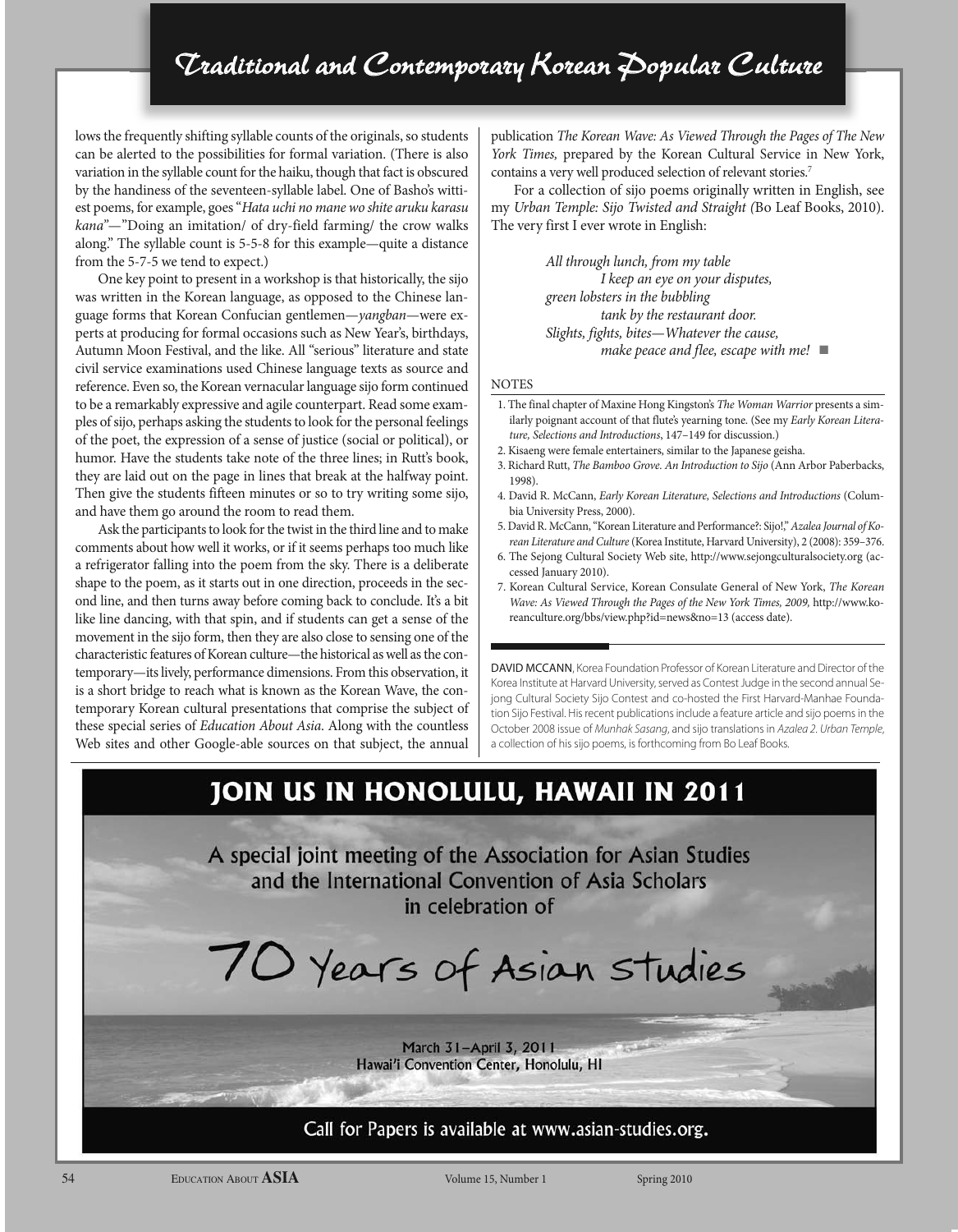lows the frequently shifting syllable counts of the originals, so students can be alerted to the possibilities for formal variation. (There is also variation in the syllable count for the haiku, though that fact is obscured by the handiness of the seventeen-syllable label. One of Basho's wittiest poems, for example, goes "*Hata uchi no mane wo shite aruku karasu kana*"—"Doing an imitation/ of dry-field farming/ the crow walks along." The syllable count is 5-5-8 for this example—quite a distance from the 5-7-5 we tend to expect.)

One key point to present in a workshop is that historically, the sijo was written in the Korean language, as opposed to the Chinese language forms that Korean Confucian gentlemen—*yangban*—were experts at producing for formal occasions such as New Year's, birthdays, Autumn Moon Festival, and the like. All "serious" literature and state civil service examinations used Chinese language texts as source and reference. Even so, the Korean vernacular language sijo form continued to be a remarkably expressive and agile counterpart. Read some examples of sijo, perhaps asking the students to look for the personal feelings of the poet, the expression of a sense of justice (social or political), or humor. Have the students take note of the three lines; in Rutt's book, they are laid out on the page in lines that break at the halfway point. Then give the students fifteen minutes or so to try writing some sijo, and have them go around the room to read them.

Ask the participants to look for the twist in the third line and to make comments about how well it works, or if it seems perhaps too much like a refrigerator falling into the poem from the sky. There is a deliberate shape to the poem, as it starts out in one direction, proceeds in the second line, and then turns away before coming back to conclude. It's a bit like line dancing, with that spin, and if students can get a sense of the movement in the sijo form, then they are also close to sensing one of the characteristic features of Korean culture—the historical as well as the contemporary—its lively, performance dimensions. From this observation, it is a short bridge to reach what is known as the Korean Wave, the contemporary Korean cultural presentations that comprise the subject of these special series of *Education About Asia*. Along with the countless Web sites and other Google-able sources on that subject, the annual publication *The Korean Wave: As Viewed Through the Pages of The New York Times,* prepared by the Korean Cultural Service in New York, contains a very well produced selection of relevant stories.[7]

For a collection of sijo poems originally written in English, see my *Urban Temple: Sijo Twisted and Straight (*Bo Leaf Books, 2010). The very first I ever wrote in English:

> *All through lunch, from my table*
> *I keep an eye on your disputes,*
> *green lobsters in the bubbling*
> *tank by the restaurant door.*
> *Slights, fights, bites—Whatever the cause,*
> *make peace and flee, escape with me!* ■

## NOTES

1. The final chapter of Maxine Hong Kingston's *The Woman Warrior* presents a similarly poignant account of that flute's yearning tone. (See my *Early Korean Literature, Selections and Introductions*, 147–149 for discussion.)
2. Kisaeng were female entertainers, similar to the Japanese geisha.
3. Richard Rutt, *The Bamboo Grove. An Introduction to Sijo* (Ann Arbor Paberbacks, 1998).
4. David R. McCann, *Early Korean Literature, Selections and Introductions* (Columbia University Press, 2000).
5. David R. McCann, "Korean Literature and Performance?: Sijo!," *Azalea Journal of Korean Literature and Culture* (Korea Institute, Harvard University), 2 (2008): 359–376.
6. The Sejong Cultural Society Web site, http://www.sejongculturalsociety.org (accessed January 2010).
7. Korean Cultural Service, Korean Consulate General of New York, *The Korean Wave: As Viewed Through the Pages of the New York Times, 2009,* http://www.koreanculture.org/bbs/view.php?id=news&no=13 (access date).

DAVID MCCANN, Korea Foundation Professor of Korean Literature and Director of the Korea Institute at Harvard University, served as Contest Judge in the second annual Sejong Cultural Society Sijo Contest and co-hosted the First Harvard-Manhae Foundation Sijo Festival. His recent publications include a feature article and sijo poems in the October 2008 issue of *Munhak Sasang*, and sijo translations in *Azalea 2. Urban Temple,* a collection of his sijo poems, is forthcoming from Bo Leaf Books.

## JOIN US IN HONOLULU, HAWAII IN 2011

A special joint meeting of the Association for Asian Studies and the International Convention of Asia Scholars in celebration of

70 Years of Asian Studies

March 31–April 3, 2011
Hawai'i Convention Center, Honolulu, HI

Call for Papers is available at www.asian-studies.org.